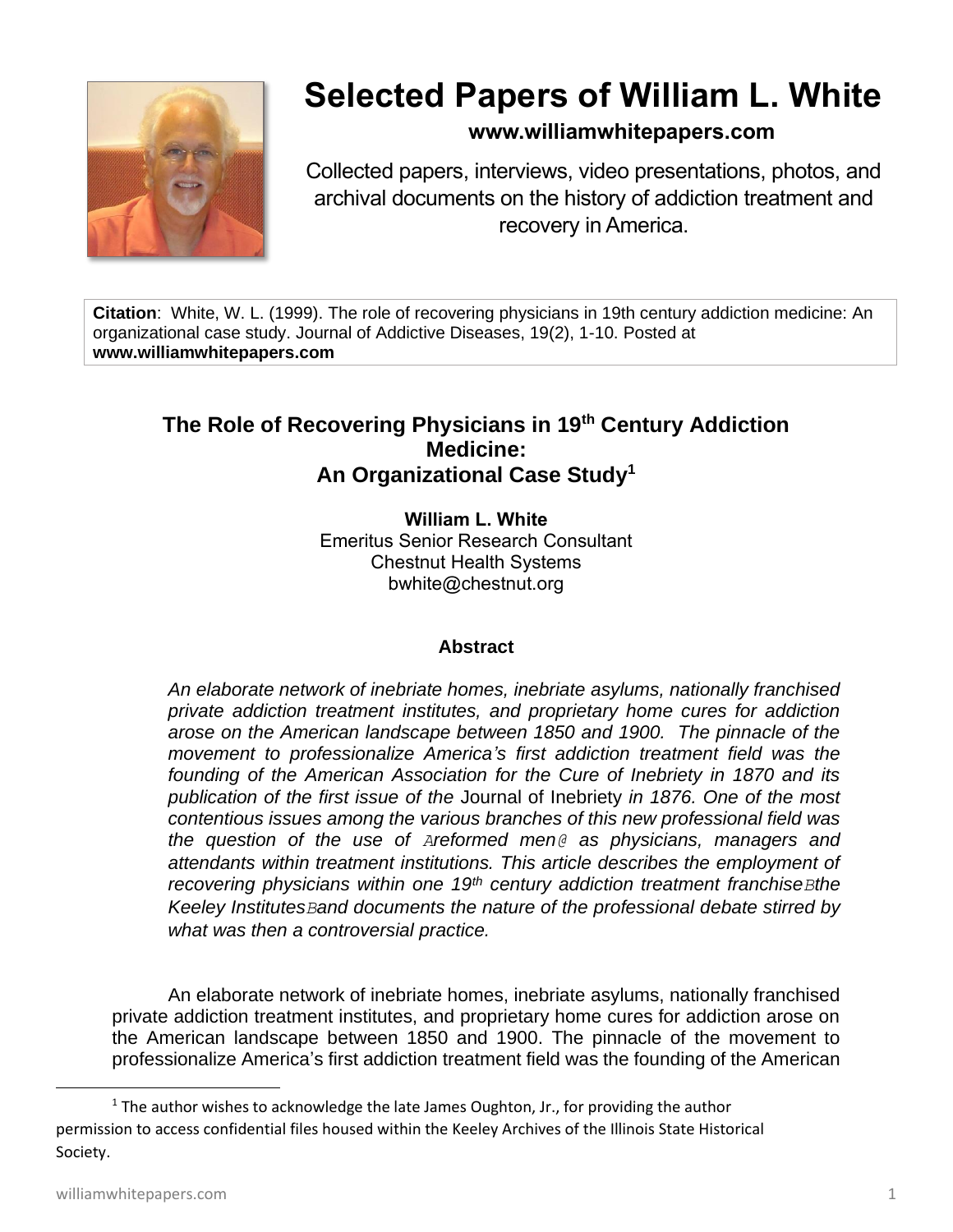# Selected Papers of William L. White

**www.williamwhitepapers.com**

Collected papers, interviews, video presentations, photos, and archival documents on the history of addiction treatment and recovery in America.

**Citation**: White, W. L. (1999). The role of recovering physicians in 19th century addiction medicine: An organizational case study. Journal of Addictive Diseases, 19(2), 1-10. Posted at **www.williamwhitepapers.com**

## The Role of Recovering Physicians in 19th Century Addiction Medicine: An Organizational Case Study[1]

**William L. White**
Emeritus Senior Research Consultant
Chestnut Health Systems
bwhite@chestnut.org

### Abstract

*An elaborate network of inebriate homes, inebriate asylums, nationally franchised private addiction treatment institutes, and proprietary home cures for addiction arose on the American landscape between 1850 and 1900. The pinnacle of the movement to professionalize America's first addiction treatment field was the founding of the American Association for the Cure of Inebriety in 1870 and its publication of the first issue of the* Journal of Inebriety *in 1876. One of the most contentious issues among the various branches of this new professional field was the question of the use of Areformed men@ as physicians, managers and attendants within treatment institutions. This article describes the employment of recovering physicians within one 19th century addiction treatment franchiseBthe Keeley InstitutesBand documents the nature of the professional debate stirred by what was then a controversial practice.*

An elaborate network of inebriate homes, inebriate asylums, nationally franchised private addiction treatment institutes, and proprietary home cures for addiction arose on the American landscape between 1850 and 1900. The pinnacle of the movement to professionalize America's first addiction treatment field was the founding of the American

---

[1] The author wishes to acknowledge the late James Oughton, Jr., for providing the author permission to access confidential files housed within the Keeley Archives of the Illinois State Historical Society.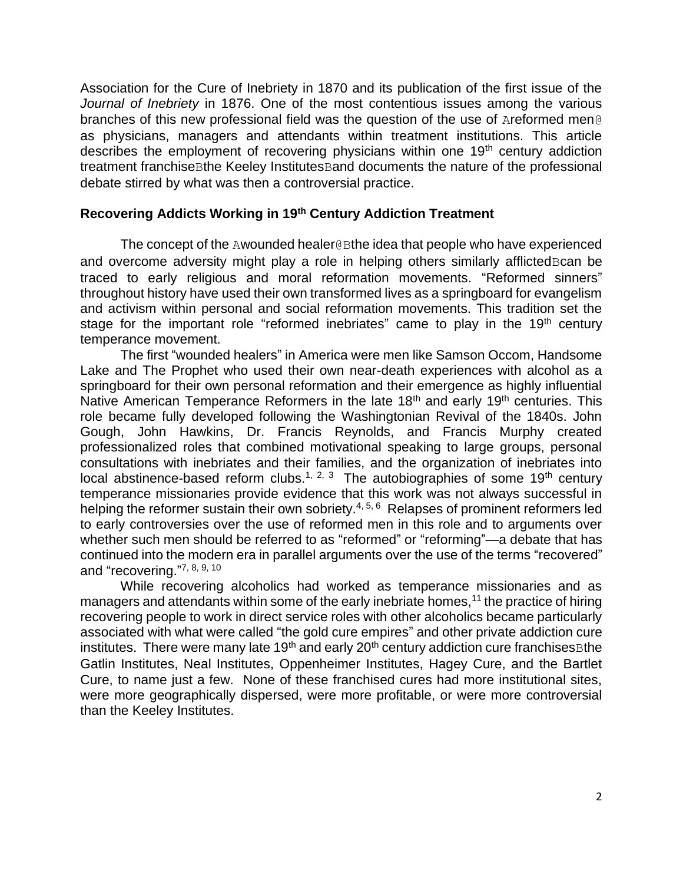Association for the Cure of Inebriety in 1870 and its publication of the first issue of the *Journal of Inebriety* in 1876. One of the most contentious issues among the various branches of this new professional field was the question of the use of Areformed men@ as physicians, managers and attendants within treatment institutions. This article describes the employment of recovering physicians within one 19th century addiction treatment franchiseBthe Keeley InstitutesBand documents the nature of the professional debate stirred by what was then a controversial practice.

## Recovering Addicts Working in 19th Century Addiction Treatment

The concept of the Awounded healer@Bthe idea that people who have experienced and overcome adversity might play a role in helping others similarly afflictedBcan be traced to early religious and moral reformation movements. "Reformed sinners" throughout history have used their own transformed lives as a springboard for evangelism and activism within personal and social reformation movements. This tradition set the stage for the important role "reformed inebriates" came to play in the 19th century temperance movement.

The first "wounded healers" in America were men like Samson Occom, Handsome Lake and The Prophet who used their own near-death experiences with alcohol as a springboard for their own personal reformation and their emergence as highly influential Native American Temperance Reformers in the late 18th and early 19th centuries. This role became fully developed following the Washingtonian Revival of the 1840s. John Gough, John Hawkins, Dr. Francis Reynolds, and Francis Murphy created professionalized roles that combined motivational speaking to large groups, personal consultations with inebriates and their families, and the organization of inebriates into local abstinence-based reform clubs.[1, 2, 3] The autobiographies of some 19th century temperance missionaries provide evidence that this work was not always successful in helping the reformer sustain their own sobriety.[4, 5, 6] Relapses of prominent reformers led to early controversies over the use of reformed men in this role and to arguments over whether such men should be referred to as "reformed" or "reforming"—a debate that has continued into the modern era in parallel arguments over the use of the terms "recovered" and "recovering."[7, 8, 9, 10]

While recovering alcoholics had worked as temperance missionaries and as managers and attendants within some of the early inebriate homes,[11] the practice of hiring recovering people to work in direct service roles with other alcoholics became particularly associated with what were called "the gold cure empires" and other private addiction cure institutes. There were many late 19th and early 20th century addiction cure franchisesBthe Gatlin Institutes, Neal Institutes, Oppenheimer Institutes, Hagey Cure, and the Bartlet Cure, to name just a few. None of these franchised cures had more institutional sites, were more geographically dispersed, were more profitable, or were more controversial than the Keeley Institutes.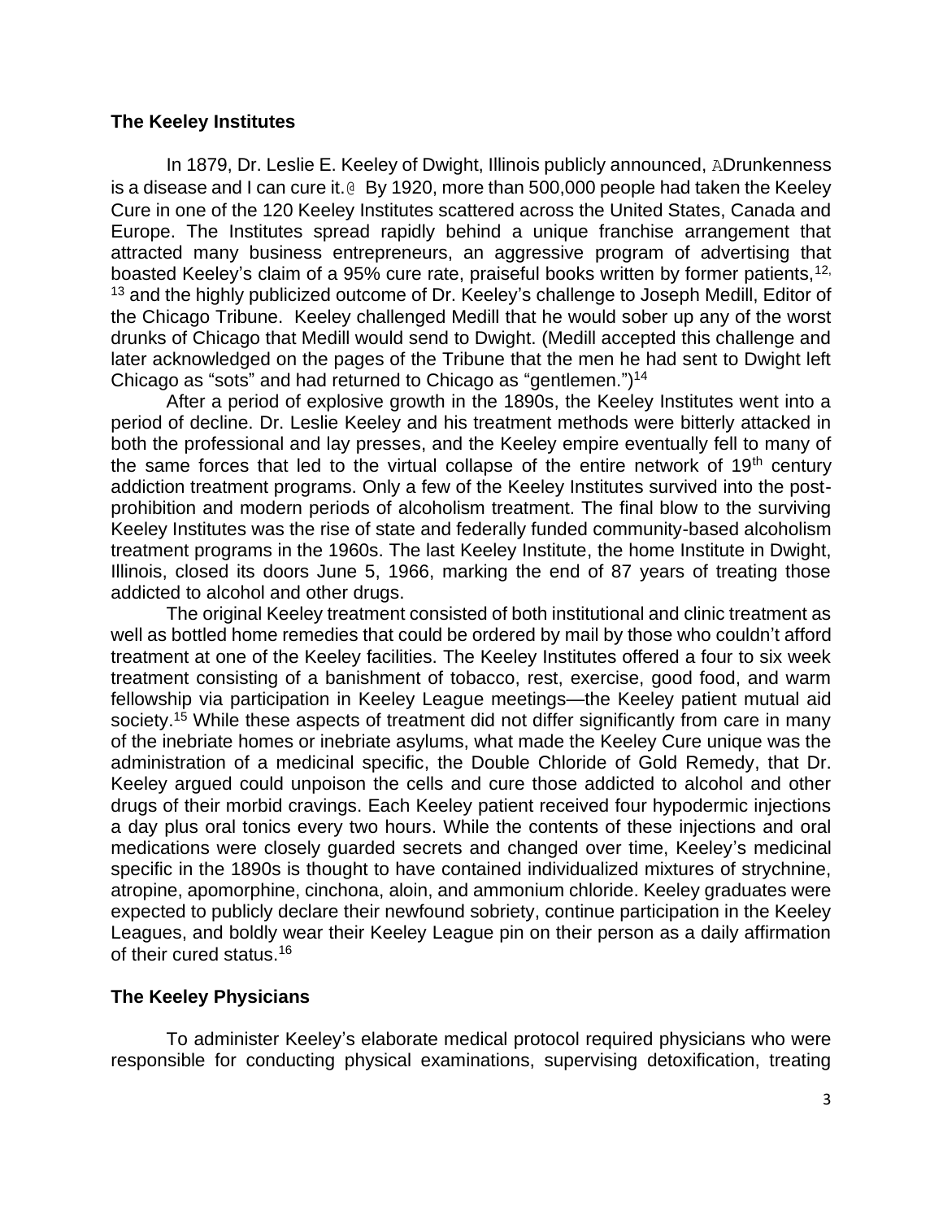## The Keeley Institutes

In 1879, Dr. Leslie E. Keeley of Dwight, Illinois publicly announced, ADrunkenness is a disease and I can cure it.@ By 1920, more than 500,000 people had taken the Keeley Cure in one of the 120 Keeley Institutes scattered across the United States, Canada and Europe. The Institutes spread rapidly behind a unique franchise arrangement that attracted many business entrepreneurs, an aggressive program of advertising that boasted Keeley's claim of a 95% cure rate, praiseful books written by former patients,[12, 13] and the highly publicized outcome of Dr. Keeley's challenge to Joseph Medill, Editor of the Chicago Tribune. Keeley challenged Medill that he would sober up any of the worst drunks of Chicago that Medill would send to Dwight. (Medill accepted this challenge and later acknowledged on the pages of the Tribune that the men he had sent to Dwight left Chicago as "sots" and had returned to Chicago as "gentlemen.")[14]

After a period of explosive growth in the 1890s, the Keeley Institutes went into a period of decline. Dr. Leslie Keeley and his treatment methods were bitterly attacked in both the professional and lay presses, and the Keeley empire eventually fell to many of the same forces that led to the virtual collapse of the entire network of 19th century addiction treatment programs. Only a few of the Keeley Institutes survived into the post-prohibition and modern periods of alcoholism treatment. The final blow to the surviving Keeley Institutes was the rise of state and federally funded community-based alcoholism treatment programs in the 1960s. The last Keeley Institute, the home Institute in Dwight, Illinois, closed its doors June 5, 1966, marking the end of 87 years of treating those addicted to alcohol and other drugs.

The original Keeley treatment consisted of both institutional and clinic treatment as well as bottled home remedies that could be ordered by mail by those who couldn't afford treatment at one of the Keeley facilities. The Keeley Institutes offered a four to six week treatment consisting of a banishment of tobacco, rest, exercise, good food, and warm fellowship via participation in Keeley League meetings—the Keeley patient mutual aid society.[15] While these aspects of treatment did not differ significantly from care in many of the inebriate homes or inebriate asylums, what made the Keeley Cure unique was the administration of a medicinal specific, the Double Chloride of Gold Remedy, that Dr. Keeley argued could unpoison the cells and cure those addicted to alcohol and other drugs of their morbid cravings. Each Keeley patient received four hypodermic injections a day plus oral tonics every two hours. While the contents of these injections and oral medications were closely guarded secrets and changed over time, Keeley's medicinal specific in the 1890s is thought to have contained individualized mixtures of strychnine, atropine, apomorphine, cinchona, aloin, and ammonium chloride. Keeley graduates were expected to publicly declare their newfound sobriety, continue participation in the Keeley Leagues, and boldly wear their Keeley League pin on their person as a daily affirmation of their cured status.[16]

## The Keeley Physicians

To administer Keeley's elaborate medical protocol required physicians who were responsible for conducting physical examinations, supervising detoxification, treating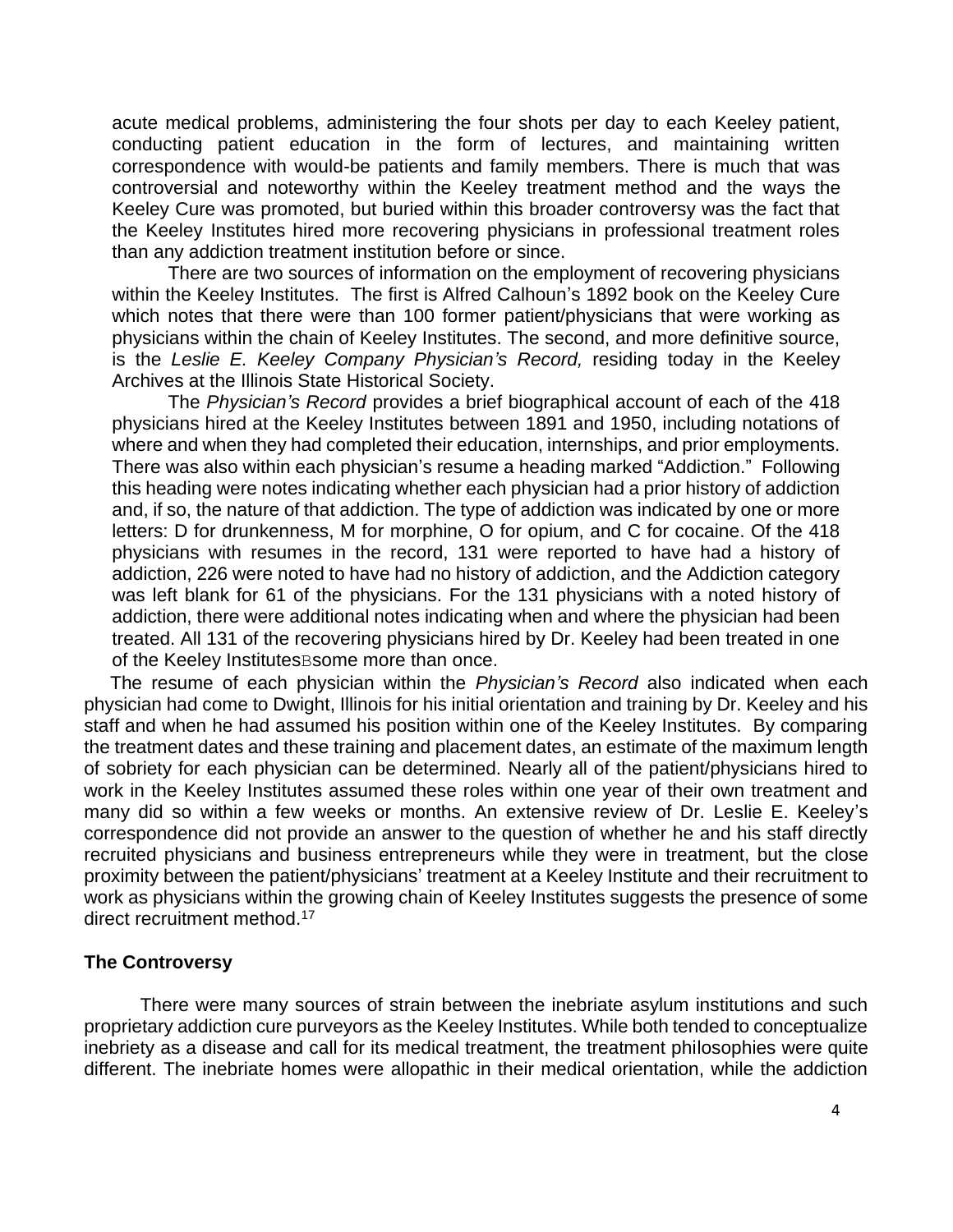acute medical problems, administering the four shots per day to each Keeley patient, conducting patient education in the form of lectures, and maintaining written correspondence with would-be patients and family members. There is much that was controversial and noteworthy within the Keeley treatment method and the ways the Keeley Cure was promoted, but buried within this broader controversy was the fact that the Keeley Institutes hired more recovering physicians in professional treatment roles than any addiction treatment institution before or since.

There are two sources of information on the employment of recovering physicians within the Keeley Institutes. The first is Alfred Calhoun's 1892 book on the Keeley Cure which notes that there were than 100 former patient/physicians that were working as physicians within the chain of Keeley Institutes. The second, and more definitive source, is the *Leslie E. Keeley Company Physician's Record,* residing today in the Keeley Archives at the Illinois State Historical Society.

The *Physician's Record* provides a brief biographical account of each of the 418 physicians hired at the Keeley Institutes between 1891 and 1950, including notations of where and when they had completed their education, internships, and prior employments. There was also within each physician's resume a heading marked "Addiction." Following this heading were notes indicating whether each physician had a prior history of addiction and, if so, the nature of that addiction. The type of addiction was indicated by one or more letters: D for drunkenness, M for morphine, O for opium, and C for cocaine. Of the 418 physicians with resumes in the record, 131 were reported to have had a history of addiction, 226 were noted to have had no history of addiction, and the Addiction category was left blank for 61 of the physicians. For the 131 physicians with a noted history of addiction, there were additional notes indicating when and where the physician had been treated. All 131 of the recovering physicians hired by Dr. Keeley had been treated in one of the Keeley InstitutesBsome more than once.

The resume of each physician within the *Physician's Record* also indicated when each physician had come to Dwight, Illinois for his initial orientation and training by Dr. Keeley and his staff and when he had assumed his position within one of the Keeley Institutes. By comparing the treatment dates and these training and placement dates, an estimate of the maximum length of sobriety for each physician can be determined. Nearly all of the patient/physicians hired to work in the Keeley Institutes assumed these roles within one year of their own treatment and many did so within a few weeks or months. An extensive review of Dr. Leslie E. Keeley's correspondence did not provide an answer to the question of whether he and his staff directly recruited physicians and business entrepreneurs while they were in treatment, but the close proximity between the patient/physicians' treatment at a Keeley Institute and their recruitment to work as physicians within the growing chain of Keeley Institutes suggests the presence of some direct recruitment method.[17]

**The Controversy**

There were many sources of strain between the inebriate asylum institutions and such proprietary addiction cure purveyors as the Keeley Institutes. While both tended to conceptualize inebriety as a disease and call for its medical treatment, the treatment philosophies were quite different. The inebriate homes were allopathic in their medical orientation, while the addiction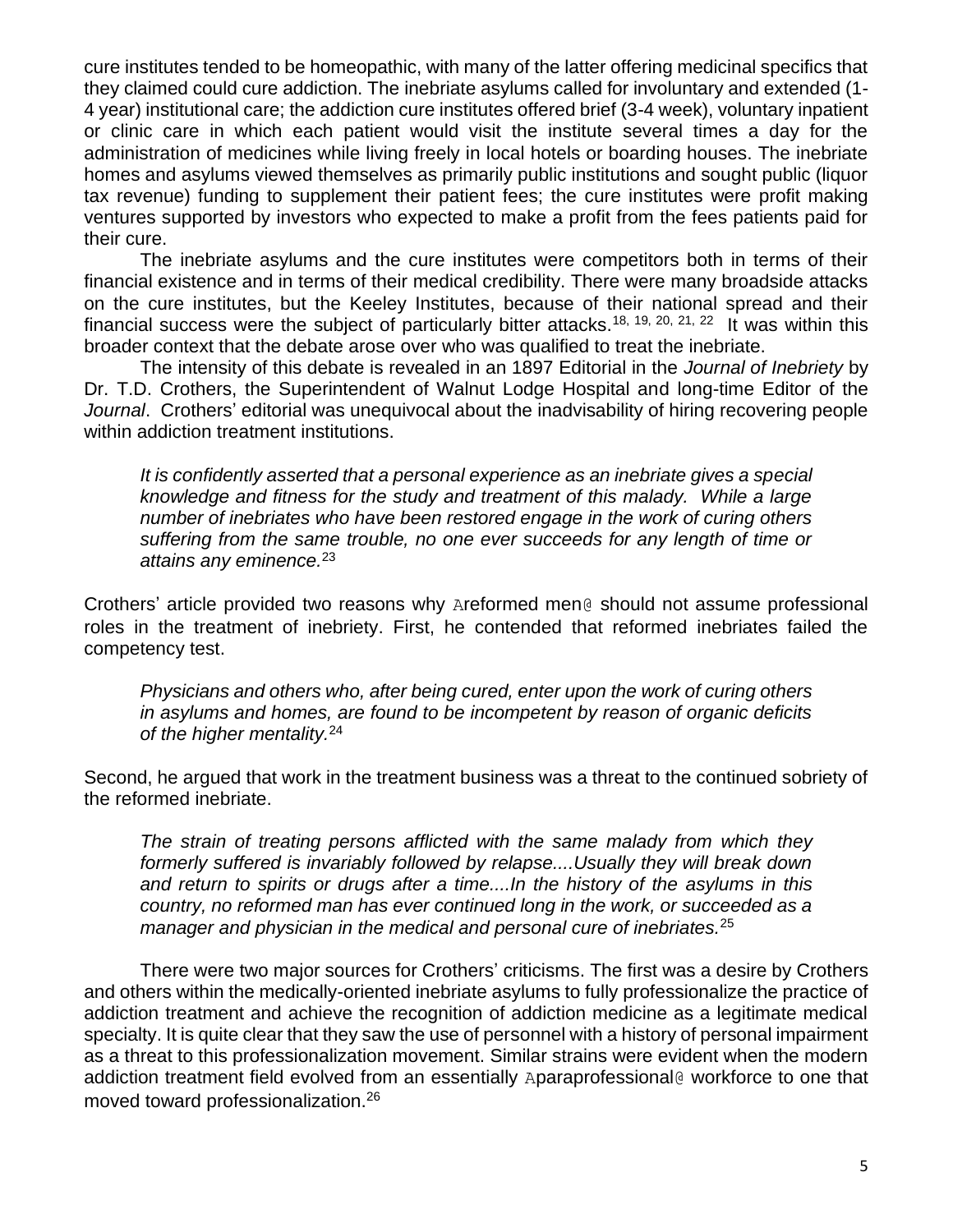cure institutes tended to be homeopathic, with many of the latter offering medicinal specifics that they claimed could cure addiction. The inebriate asylums called for involuntary and extended (1-4 year) institutional care; the addiction cure institutes offered brief (3-4 week), voluntary inpatient or clinic care in which each patient would visit the institute several times a day for the administration of medicines while living freely in local hotels or boarding houses. The inebriate homes and asylums viewed themselves as primarily public institutions and sought public (liquor tax revenue) funding to supplement their patient fees; the cure institutes were profit making ventures supported by investors who expected to make a profit from the fees patients paid for their cure.

The inebriate asylums and the cure institutes were competitors both in terms of their financial existence and in terms of their medical credibility. There were many broadside attacks on the cure institutes, but the Keeley Institutes, because of their national spread and their financial success were the subject of particularly bitter attacks.[18, 19, 20, 21, 22] It was within this broader context that the debate arose over who was qualified to treat the inebriate.

The intensity of this debate is revealed in an 1897 Editorial in the *Journal of Inebriety* by Dr. T.D. Crothers, the Superintendent of Walnut Lodge Hospital and long-time Editor of the *Journal*. Crothers' editorial was unequivocal about the inadvisability of hiring recovering people within addiction treatment institutions.

> *It is confidently asserted that a personal experience as an inebriate gives a special knowledge and fitness for the study and treatment of this malady. While a large number of inebriates who have been restored engage in the work of curing others suffering from the same trouble, no one ever succeeds for any length of time or attains any eminence.*[23]

Crothers' article provided two reasons why Areformed men@ should not assume professional roles in the treatment of inebriety. First, he contended that reformed inebriates failed the competency test.

> *Physicians and others who, after being cured, enter upon the work of curing others in asylums and homes, are found to be incompetent by reason of organic deficits of the higher mentality.*[24]

Second, he argued that work in the treatment business was a threat to the continued sobriety of the reformed inebriate.

> *The strain of treating persons afflicted with the same malady from which they formerly suffered is invariably followed by relapse....Usually they will break down and return to spirits or drugs after a time....In the history of the asylums in this country, no reformed man has ever continued long in the work, or succeeded as a manager and physician in the medical and personal cure of inebriates.*[25]

There were two major sources for Crothers' criticisms. The first was a desire by Crothers and others within the medically-oriented inebriate asylums to fully professionalize the practice of addiction treatment and achieve the recognition of addiction medicine as a legitimate medical specialty. It is quite clear that they saw the use of personnel with a history of personal impairment as a threat to this professionalization movement. Similar strains were evident when the modern addiction treatment field evolved from an essentially Aparaprofessional@ workforce to one that moved toward professionalization.[26]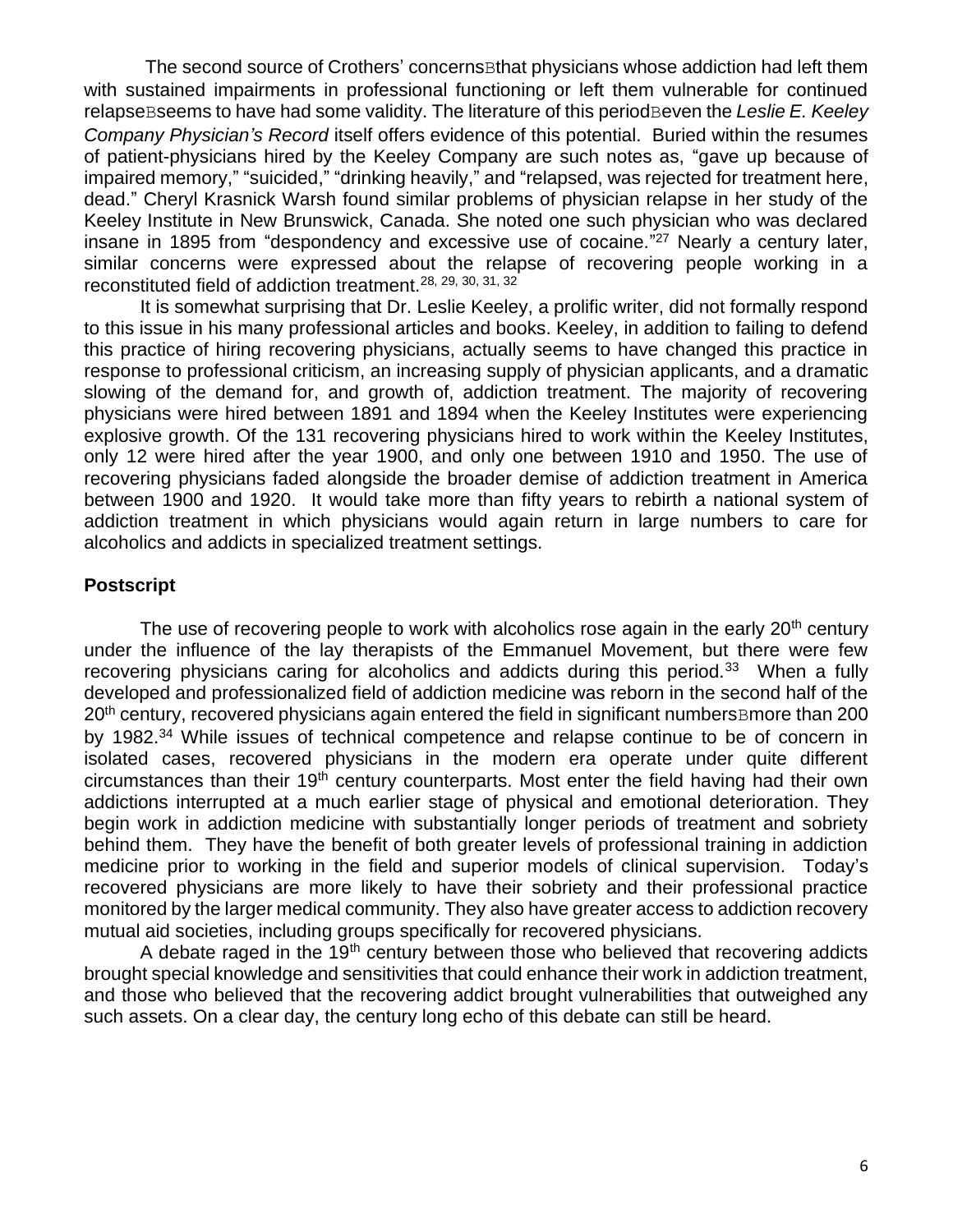The second source of Crothers' concernsBthat physicians whose addiction had left them with sustained impairments in professional functioning or left them vulnerable for continued relapseBseems to have had some validity. The literature of this periodBeven the *Leslie E. Keeley Company Physician's Record* itself offers evidence of this potential. Buried within the resumes of patient-physicians hired by the Keeley Company are such notes as, "gave up because of impaired memory," "suicided," "drinking heavily," and "relapsed, was rejected for treatment here, dead." Cheryl Krasnick Warsh found similar problems of physician relapse in her study of the Keeley Institute in New Brunswick, Canada. She noted one such physician who was declared insane in 1895 from "despondency and excessive use of cocaine."[27] Nearly a century later, similar concerns were expressed about the relapse of recovering people working in a reconstituted field of addiction treatment.[28, 29, 30, 31, 32]

It is somewhat surprising that Dr. Leslie Keeley, a prolific writer, did not formally respond to this issue in his many professional articles and books. Keeley, in addition to failing to defend this practice of hiring recovering physicians, actually seems to have changed this practice in response to professional criticism, an increasing supply of physician applicants, and a dramatic slowing of the demand for, and growth of, addiction treatment. The majority of recovering physicians were hired between 1891 and 1894 when the Keeley Institutes were experiencing explosive growth. Of the 131 recovering physicians hired to work within the Keeley Institutes, only 12 were hired after the year 1900, and only one between 1910 and 1950. The use of recovering physicians faded alongside the broader demise of addiction treatment in America between 1900 and 1920. It would take more than fifty years to rebirth a national system of addiction treatment in which physicians would again return in large numbers to care for alcoholics and addicts in specialized treatment settings.

## Postscript

The use of recovering people to work with alcoholics rose again in the early 20th century under the influence of the lay therapists of the Emmanuel Movement, but there were few recovering physicians caring for alcoholics and addicts during this period.[33] When a fully developed and professionalized field of addiction medicine was reborn in the second half of the 20th century, recovered physicians again entered the field in significant numbersBmore than 200 by 1982.[34] While issues of technical competence and relapse continue to be of concern in isolated cases, recovered physicians in the modern era operate under quite different circumstances than their 19th century counterparts. Most enter the field having had their own addictions interrupted at a much earlier stage of physical and emotional deterioration. They begin work in addiction medicine with substantially longer periods of treatment and sobriety behind them. They have the benefit of both greater levels of professional training in addiction medicine prior to working in the field and superior models of clinical supervision. Today's recovered physicians are more likely to have their sobriety and their professional practice monitored by the larger medical community. They also have greater access to addiction recovery mutual aid societies, including groups specifically for recovered physicians.

A debate raged in the 19th century between those who believed that recovering addicts brought special knowledge and sensitivities that could enhance their work in addiction treatment, and those who believed that the recovering addict brought vulnerabilities that outweighed any such assets. On a clear day, the century long echo of this debate can still be heard.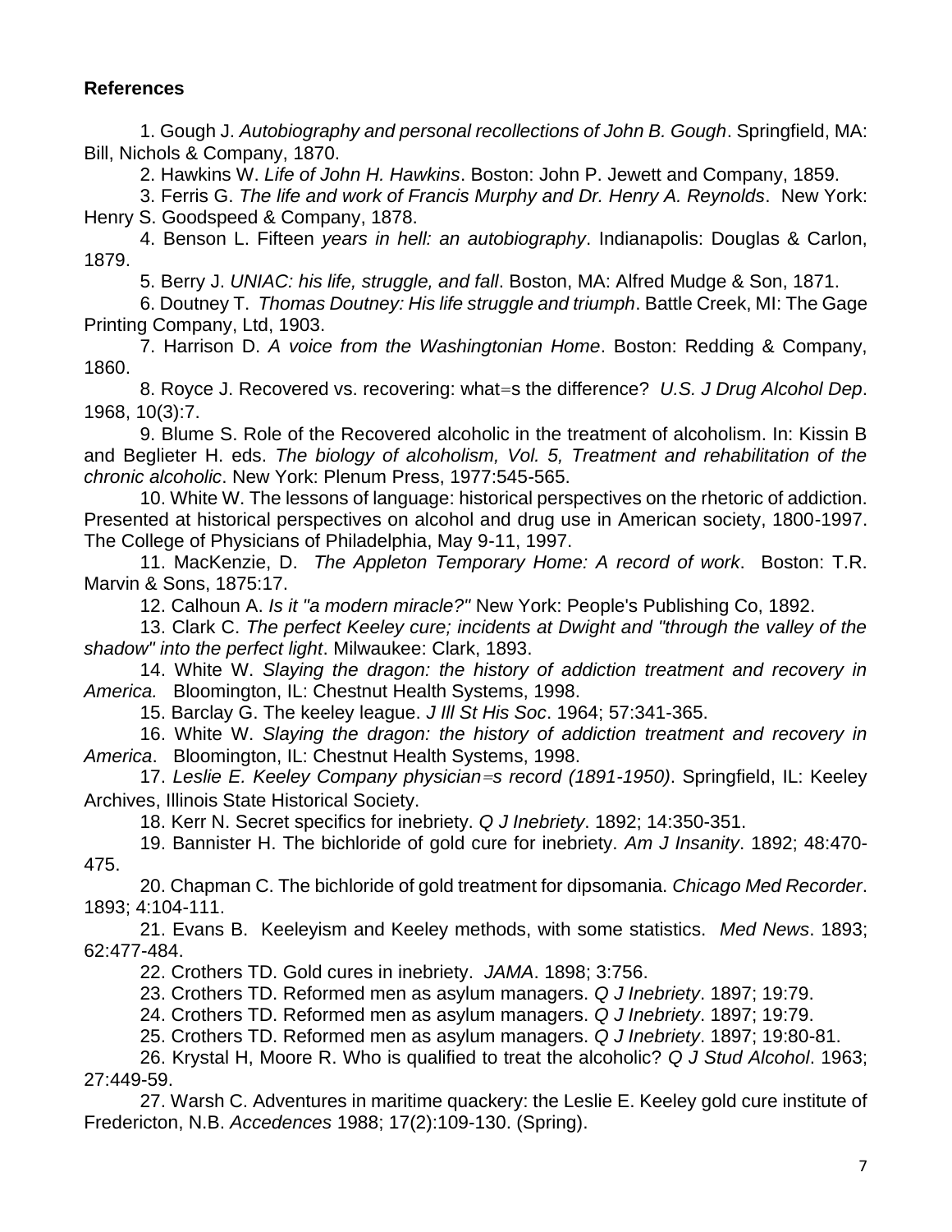**References**

1. Gough J. *Autobiography and personal recollections of John B. Gough*. Springfield, MA: Bill, Nichols & Company, 1870.

2. Hawkins W. *Life of John H. Hawkins*. Boston: John P. Jewett and Company, 1859.

3. Ferris G. *The life and work of Francis Murphy and Dr. Henry A. Reynolds*. New York: Henry S. Goodspeed & Company, 1878.

4. Benson L. Fifteen *years in hell: an autobiography*. Indianapolis: Douglas & Carlon, 1879.

5. Berry J. *UNIAC: his life, struggle, and fall*. Boston, MA: Alfred Mudge & Son, 1871.

6. Doutney T. *Thomas Doutney: His life struggle and triumph*. Battle Creek, MI: The Gage Printing Company, Ltd, 1903.

7. Harrison D. *A voice from the Washingtonian Home*. Boston: Redding & Company, 1860.

8. Royce J. Recovered vs. recovering: what=s the difference? *U.S. J Drug Alcohol Dep*. 1968, 10(3):7.

9. Blume S. Role of the Recovered alcoholic in the treatment of alcoholism. In: Kissin B and Beglieter H. eds. *The biology of alcoholism, Vol. 5, Treatment and rehabilitation of the chronic alcoholic*. New York: Plenum Press, 1977:545-565.

10. White W. The lessons of language: historical perspectives on the rhetoric of addiction. Presented at historical perspectives on alcohol and drug use in American society, 1800-1997. The College of Physicians of Philadelphia, May 9-11, 1997.

11. MacKenzie, D. *The Appleton Temporary Home: A record of work*. Boston: T.R. Marvin & Sons, 1875:17.

12. Calhoun A. *Is it "a modern miracle?"* New York: People's Publishing Co, 1892.

13. Clark C. *The perfect Keeley cure; incidents at Dwight and "through the valley of the shadow" into the perfect light*. Milwaukee: Clark, 1893.

14. White W. *Slaying the dragon: the history of addiction treatment and recovery in America.* Bloomington, IL: Chestnut Health Systems, 1998.

15. Barclay G. The keeley league. *J Ill St His Soc*. 1964; 57:341-365.

16. White W. *Slaying the dragon: the history of addiction treatment and recovery in America*. Bloomington, IL: Chestnut Health Systems, 1998.

17. *Leslie E. Keeley Company physician=s record (1891-1950)*. Springfield, IL: Keeley Archives, Illinois State Historical Society.

18. Kerr N. Secret specifics for inebriety. *Q J Inebriety*. 1892; 14:350-351.

19. Bannister H. The bichloride of gold cure for inebriety. *Am J Insanity*. 1892; 48:470-475.

20. Chapman C. The bichloride of gold treatment for dipsomania. *Chicago Med Recorder*. 1893; 4:104-111.

21. Evans B. Keeleyism and Keeley methods, with some statistics. *Med News*. 1893; 62:477-484.

22. Crothers TD. Gold cures in inebriety. *JAMA*. 1898; 3:756.

23. Crothers TD. Reformed men as asylum managers. *Q J Inebriety*. 1897; 19:79.

24. Crothers TD. Reformed men as asylum managers. *Q J Inebriety*. 1897; 19:79.

25. Crothers TD. Reformed men as asylum managers. *Q J Inebriety*. 1897; 19:80-81.

26. Krystal H, Moore R. Who is qualified to treat the alcoholic? *Q J Stud Alcohol*. 1963; 27:449-59.

27. Warsh C. Adventures in maritime quackery: the Leslie E. Keeley gold cure institute of Fredericton, N.B. *Accedences* 1988; 17(2):109-130. (Spring).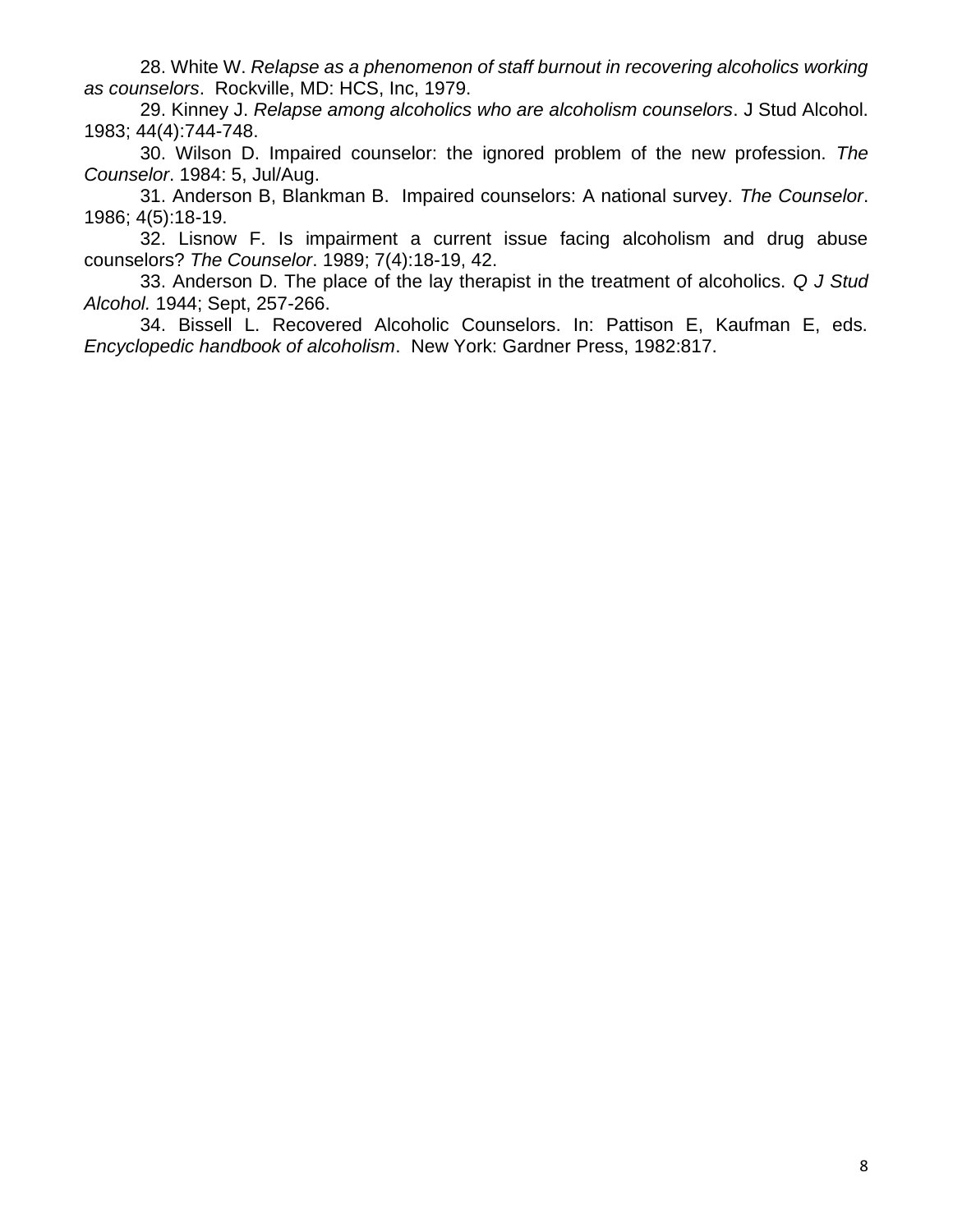28. White W. *Relapse as a phenomenon of staff burnout in recovering alcoholics working as counselors*. Rockville, MD: HCS, Inc, 1979.

29. Kinney J. *Relapse among alcoholics who are alcoholism counselors*. J Stud Alcohol. 1983; 44(4):744-748.

30. Wilson D. Impaired counselor: the ignored problem of the new profession. *The Counselor*. 1984: 5, Jul/Aug.

31. Anderson B, Blankman B. Impaired counselors: A national survey. *The Counselor*. 1986; 4(5):18-19.

32. Lisnow F. Is impairment a current issue facing alcoholism and drug abuse counselors? *The Counselor*. 1989; 7(4):18-19, 42.

33. Anderson D. The place of the lay therapist in the treatment of alcoholics. *Q J Stud Alcohol.* 1944; Sept, 257-266.

34. Bissell L. Recovered Alcoholic Counselors. In: Pattison E, Kaufman E, eds. *Encyclopedic handbook of alcoholism*. New York: Gardner Press, 1982:817.